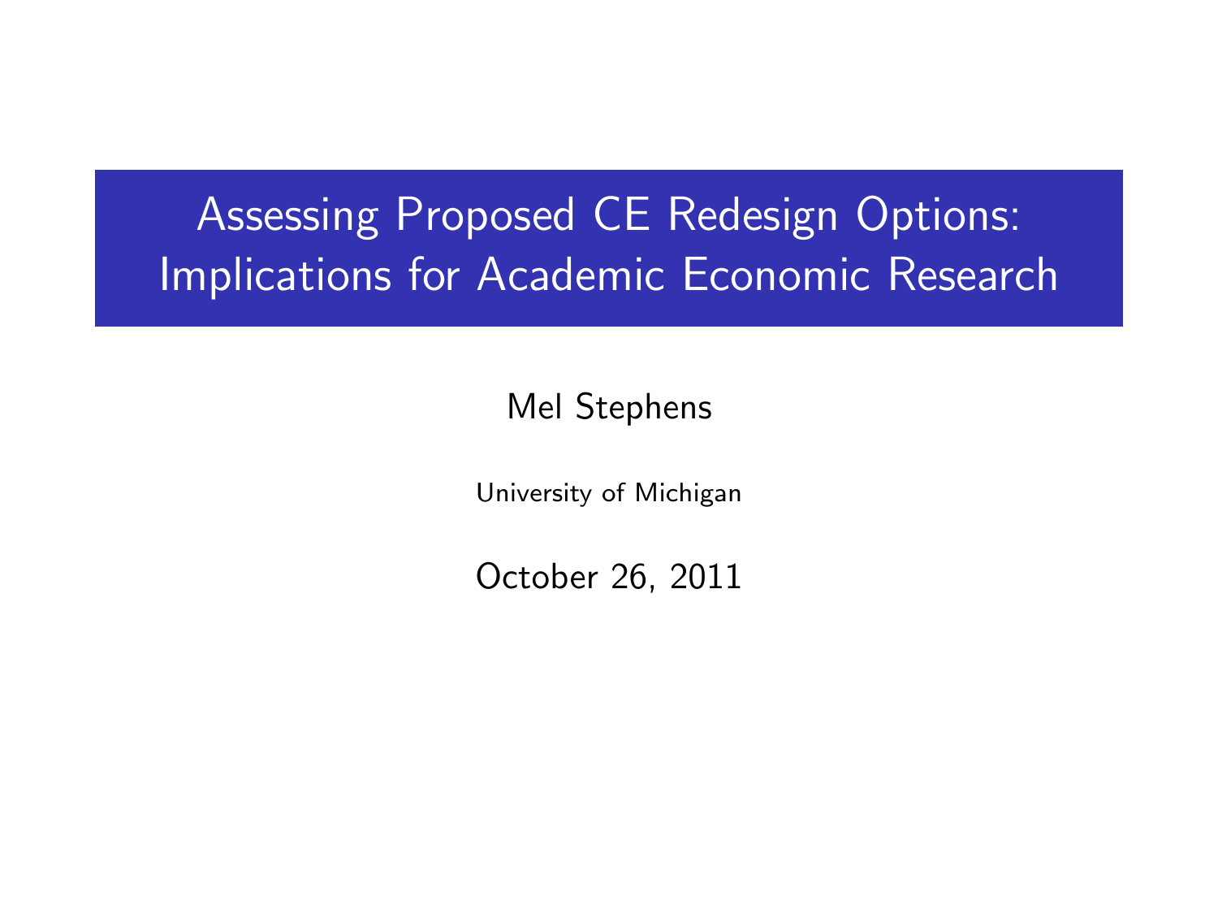# Assessing Proposed CE Redesign Options: Implications for Academic Economic Research

Mel Stephens

University of Michigan

October 26, 2011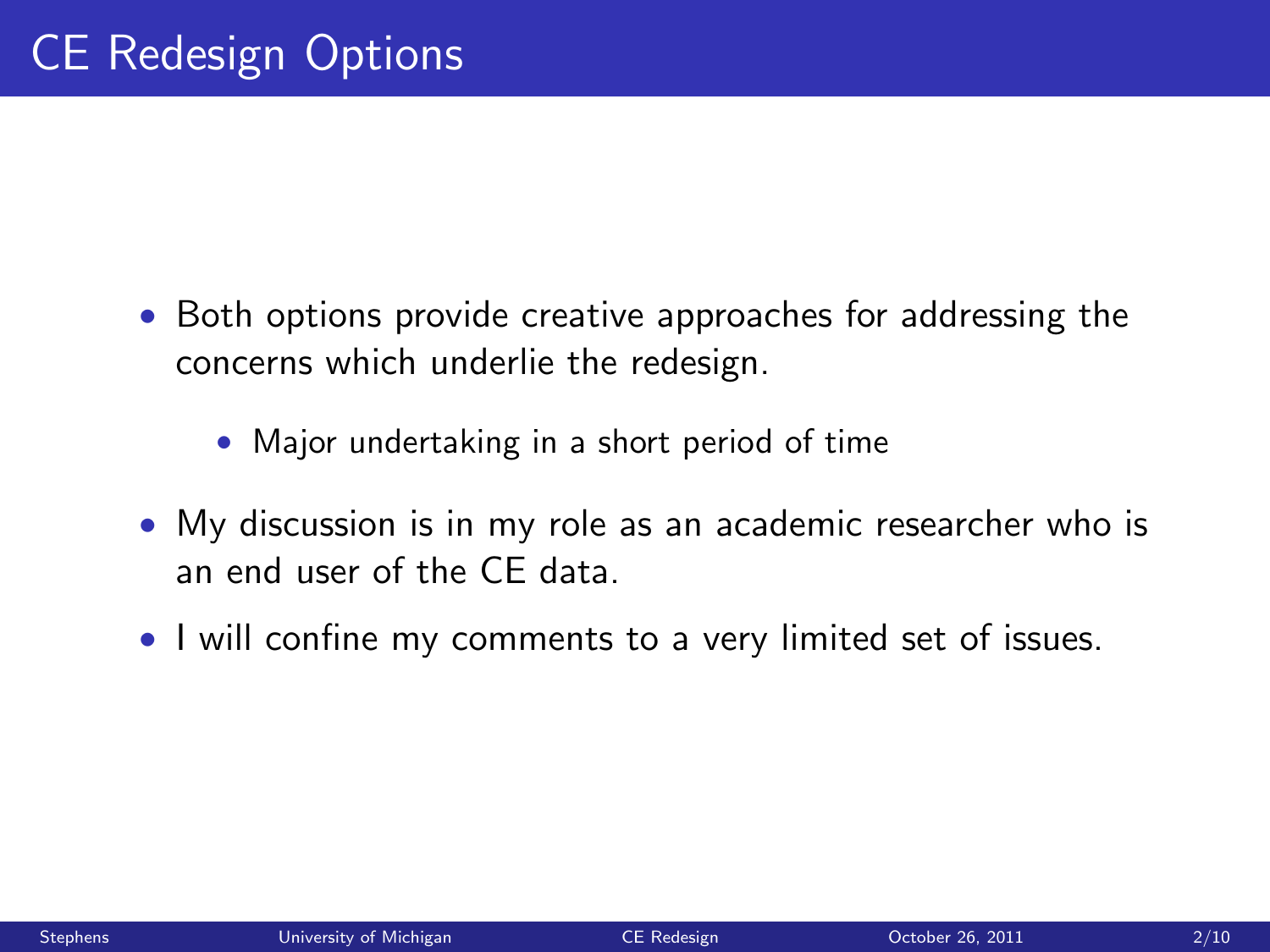# CE Redesign Options

- Both options provide creative approaches for addressing the concerns which underlie the redesign.
  - Major undertaking in a short period of time
- My discussion is in my role as an academic researcher who is an end user of the CE data.
- I will confine my comments to a very limited set of issues.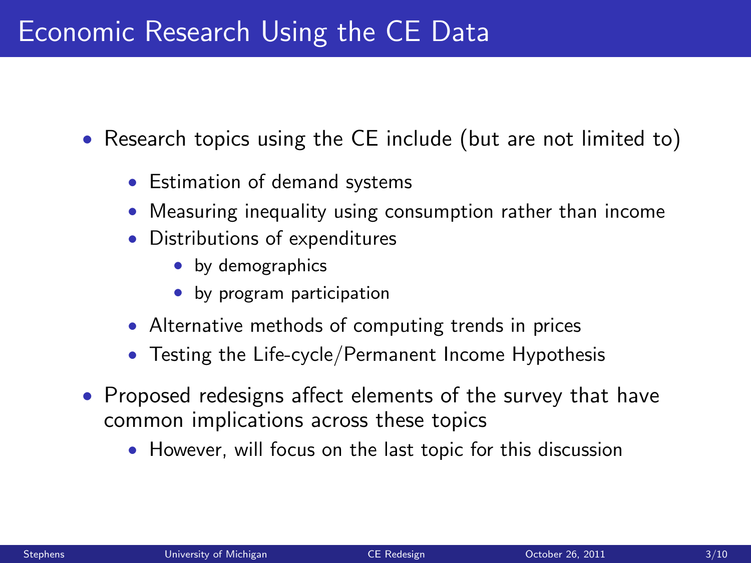# Economic Research Using the CE Data

- Research topics using the CE include (but are not limited to)
  - Estimation of demand systems
  - Measuring inequality using consumption rather than income
  - Distributions of expenditures
    - by demographics
    - by program participation
  - Alternative methods of computing trends in prices
  - Testing the Life-cycle/Permanent Income Hypothesis
- Proposed redesigns affect elements of the survey that have common implications across these topics
  - However, will focus on the last topic for this discussion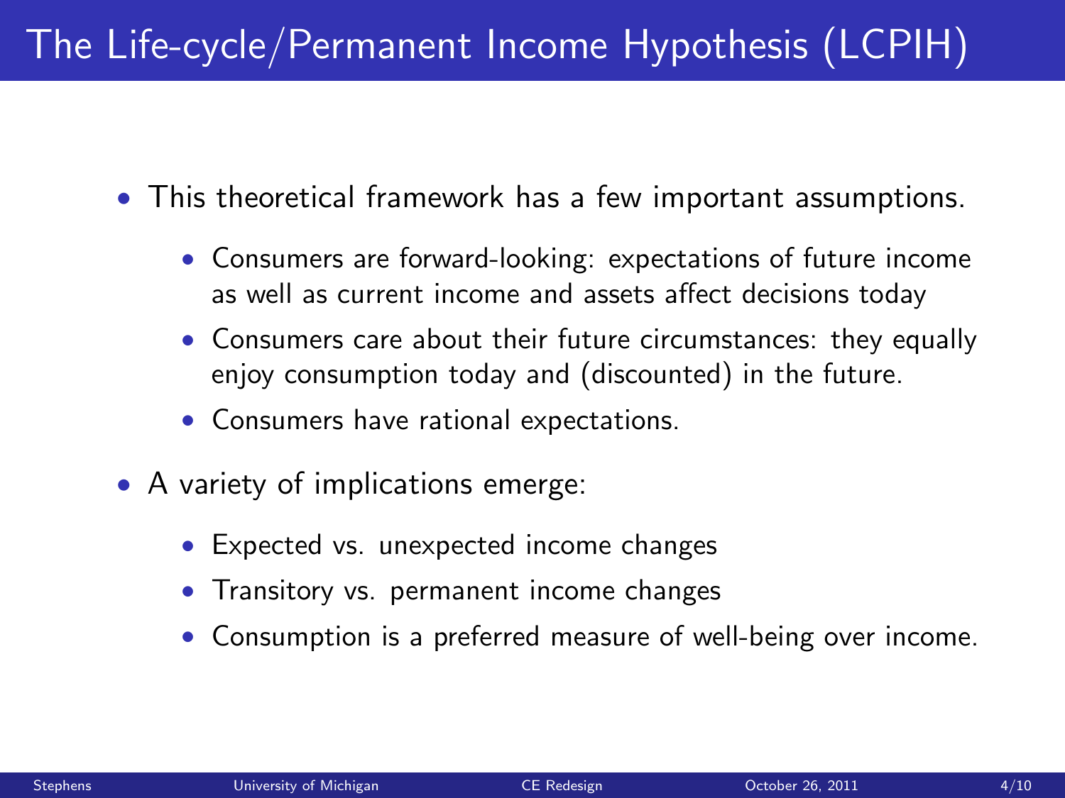# The Life-cycle/Permanent Income Hypothesis (LCPIH)

- This theoretical framework has a few important assumptions.
  - Consumers are forward-looking: expectations of future income as well as current income and assets affect decisions today
  - Consumers care about their future circumstances: they equally enjoy consumption today and (discounted) in the future.
  - Consumers have rational expectations.
- A variety of implications emerge:
  - Expected vs. unexpected income changes
  - Transitory vs. permanent income changes
  - Consumption is a preferred measure of well-being over income.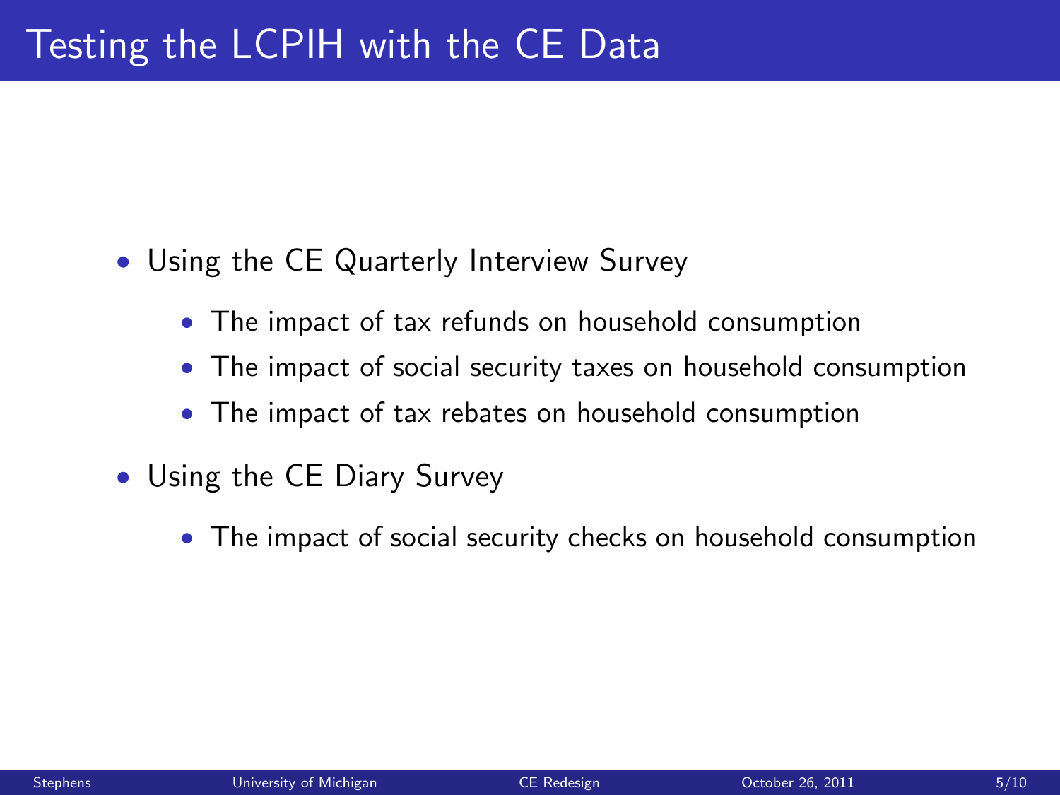# Testing the LCPIH with the CE Data

- Using the CE Quarterly Interview Survey
  - The impact of tax refunds on household consumption
  - The impact of social security taxes on household consumption
  - The impact of tax rebates on household consumption
- Using the CE Diary Survey
  - The impact of social security checks on household consumption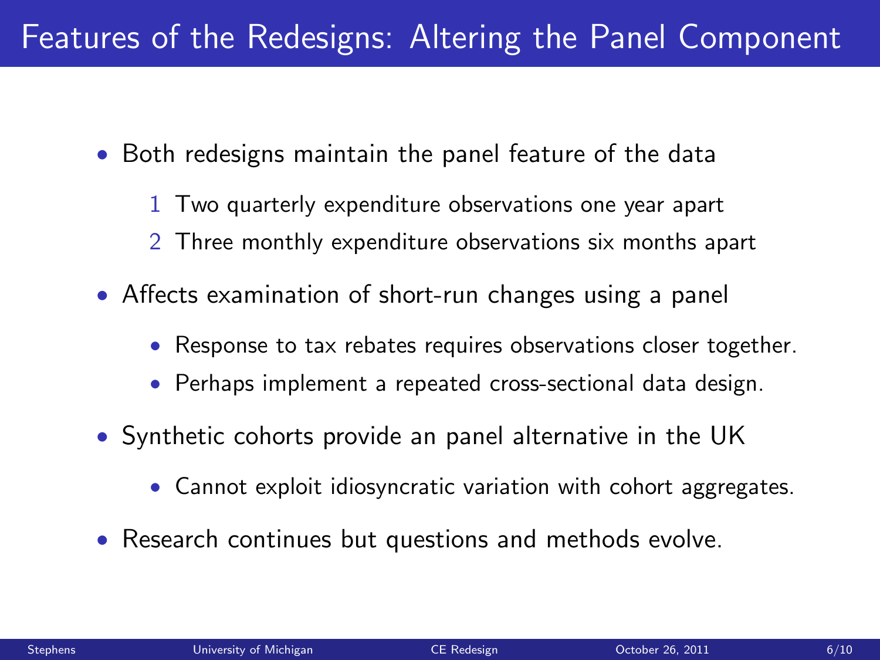# Features of the Redesigns: Altering the Panel Component

- Both redesigns maintain the panel feature of the data
  1. Two quarterly expenditure observations one year apart
  2. Three monthly expenditure observations six months apart
- Affects examination of short-run changes using a panel
  - Response to tax rebates requires observations closer together.
  - Perhaps implement a repeated cross-sectional data design.
- Synthetic cohorts provide an panel alternative in the UK
  - Cannot exploit idiosyncratic variation with cohort aggregates.
- Research continues but questions and methods evolve.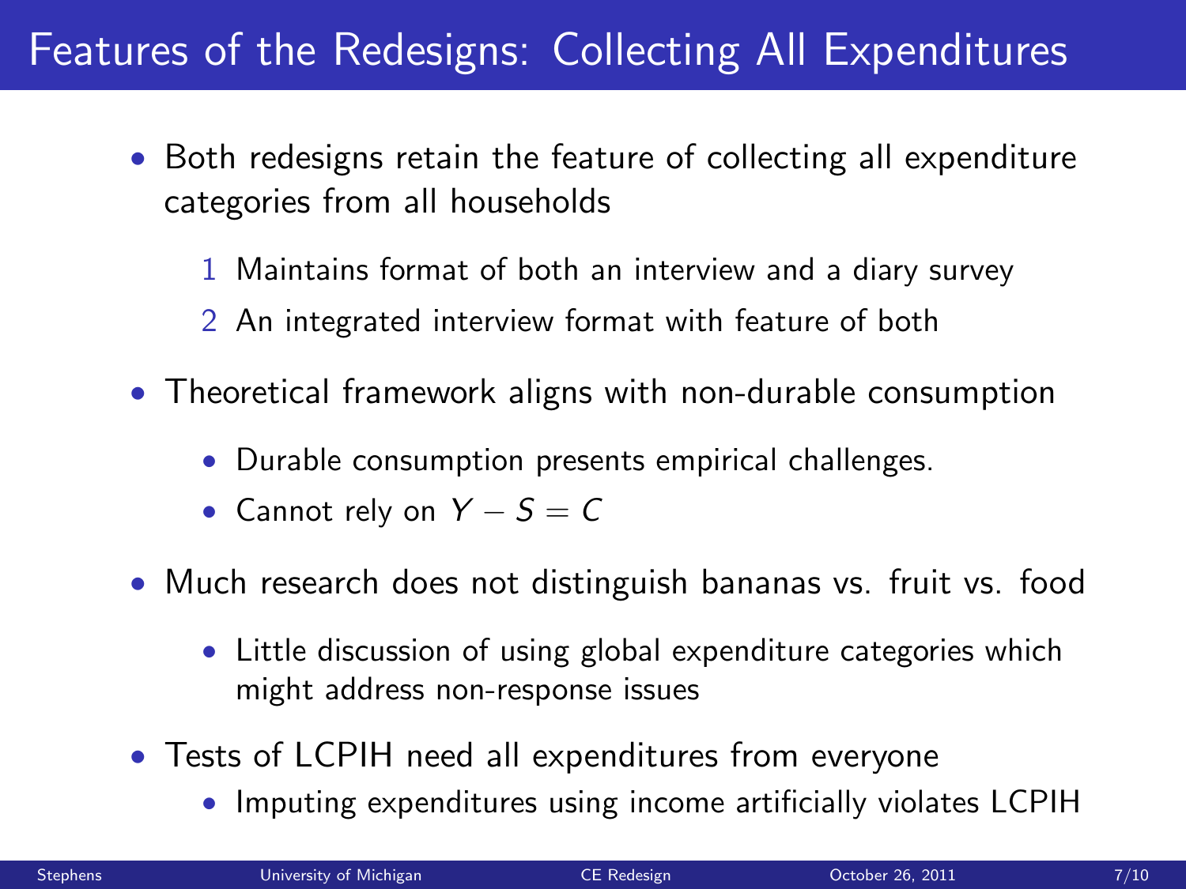# Features of the Redesigns: Collecting All Expenditures

- Both redesigns retain the feature of collecting all expenditure categories from all households
  1. Maintains format of both an interview and a diary survey
  2. An integrated interview format with feature of both
- Theoretical framework aligns with non-durable consumption
  - Durable consumption presents empirical challenges.
  - Cannot rely on $Y - S = C$
- Much research does not distinguish bananas vs. fruit vs. food
  - Little discussion of using global expenditure categories which might address non-response issues
- Tests of LCPIH need all expenditures from everyone
  - Imputing expenditures using income artificially violates LCPIH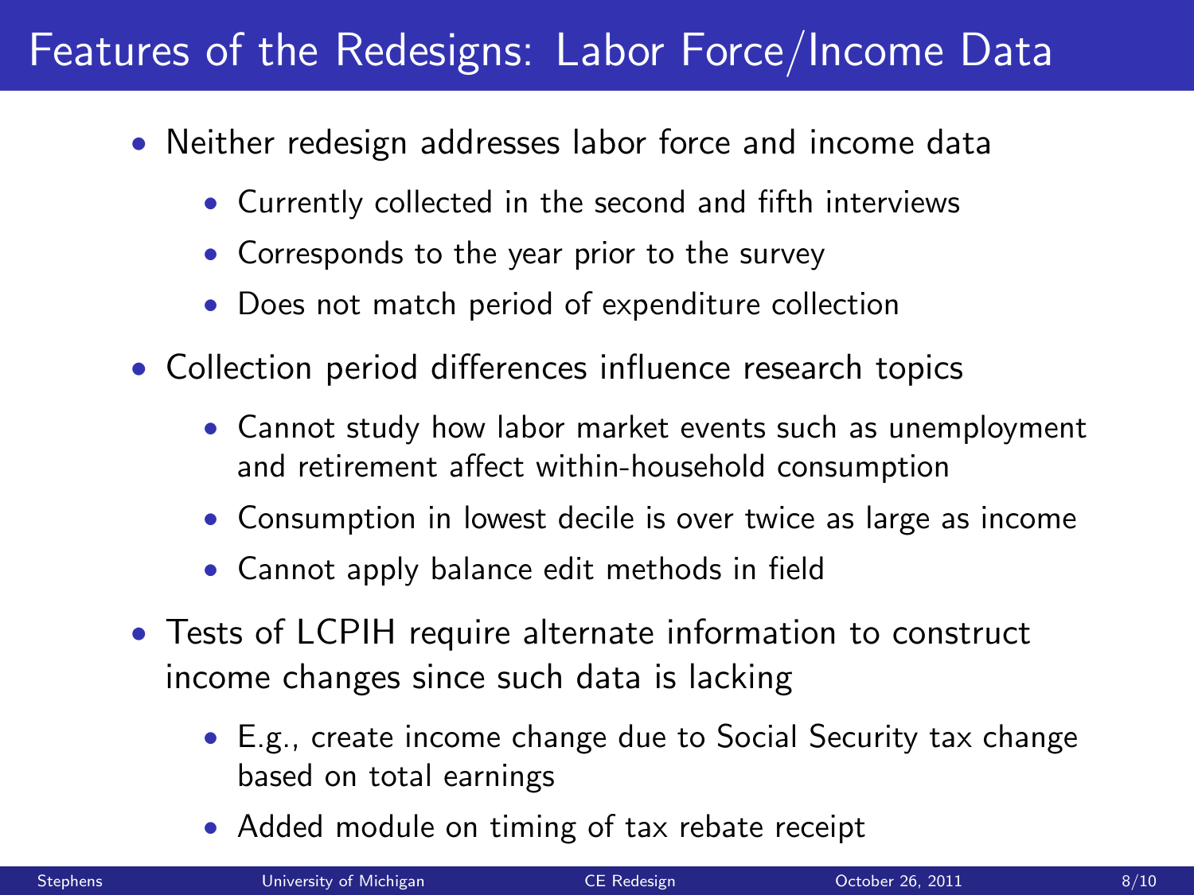# Features of the Redesigns: Labor Force/Income Data

- Neither redesign addresses labor force and income data
  - Currently collected in the second and fifth interviews
  - Corresponds to the year prior to the survey
  - Does not match period of expenditure collection
- Collection period differences influence research topics
  - Cannot study how labor market events such as unemployment and retirement affect within-household consumption
  - Consumption in lowest decile is over twice as large as income
  - Cannot apply balance edit methods in field
- Tests of LCPIH require alternate information to construct income changes since such data is lacking
  - E.g., create income change due to Social Security tax change based on total earnings
  - Added module on timing of tax rebate receipt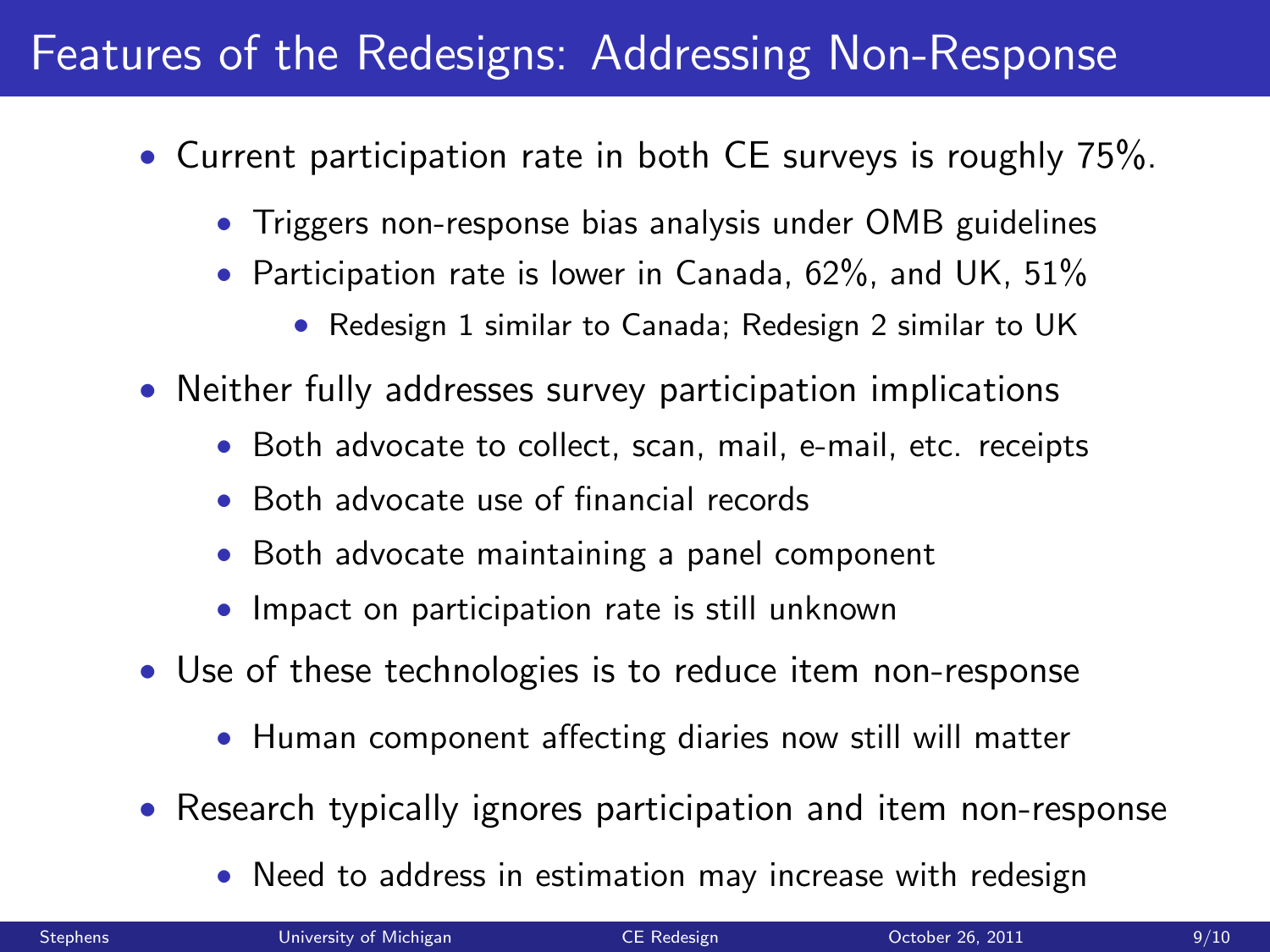# Features of the Redesigns: Addressing Non-Response

- Current participation rate in both CE surveys is roughly 75%.
  - Triggers non-response bias analysis under OMB guidelines
  - Participation rate is lower in Canada, 62%, and UK, 51%
    - Redesign 1 similar to Canada; Redesign 2 similar to UK
- Neither fully addresses survey participation implications
  - Both advocate to collect, scan, mail, e-mail, etc. receipts
  - Both advocate use of financial records
  - Both advocate maintaining a panel component
  - Impact on participation rate is still unknown
- Use of these technologies is to reduce item non-response
  - Human component affecting diaries now still will matter
- Research typically ignores participation and item non-response
  - Need to address in estimation may increase with redesign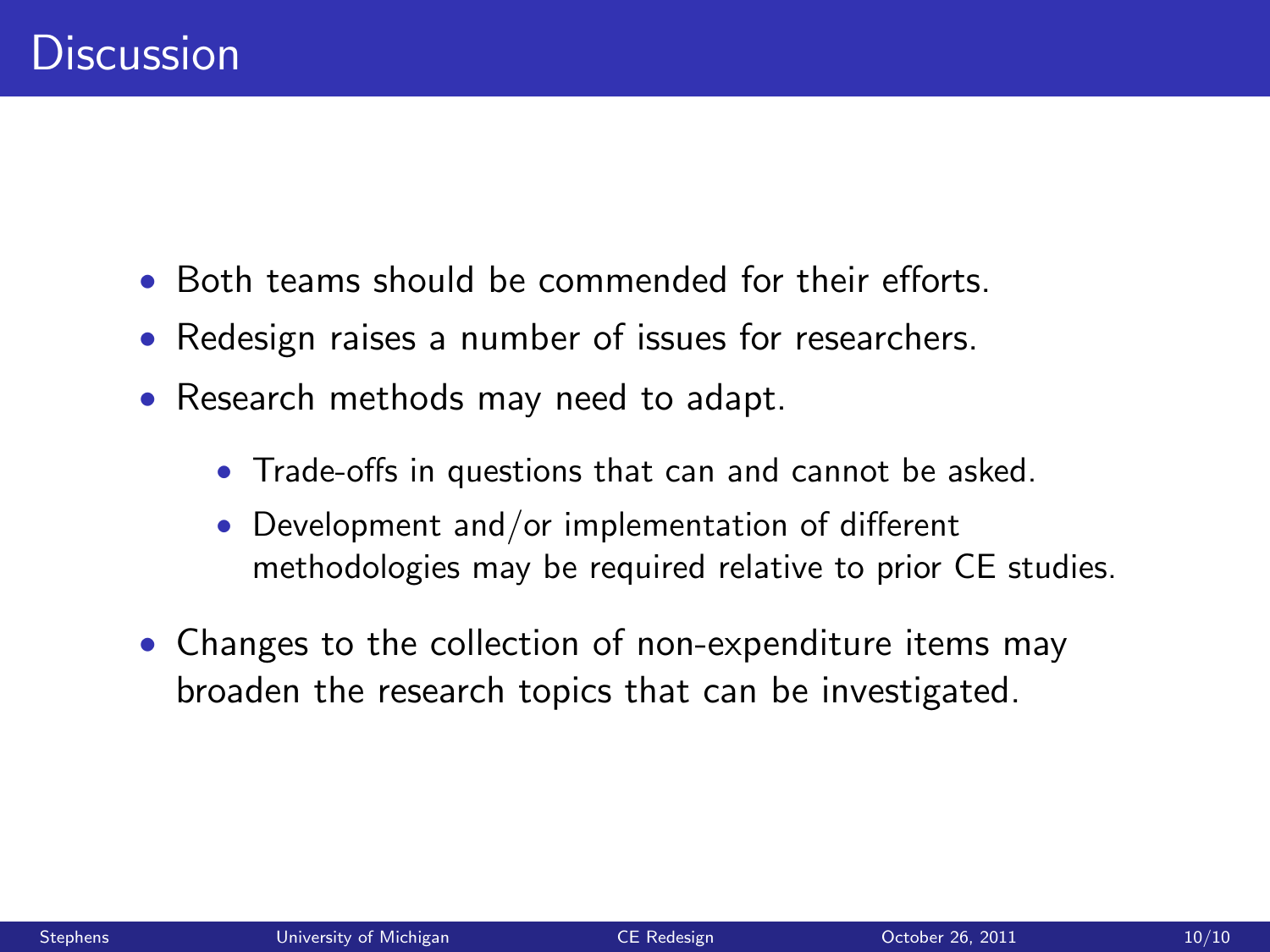# Discussion

- Both teams should be commended for their efforts.
- Redesign raises a number of issues for researchers.
- Research methods may need to adapt.
  - Trade-offs in questions that can and cannot be asked.
  - Development and/or implementation of different methodologies may be required relative to prior CE studies.
- Changes to the collection of non-expenditure items may broaden the research topics that can be investigated.